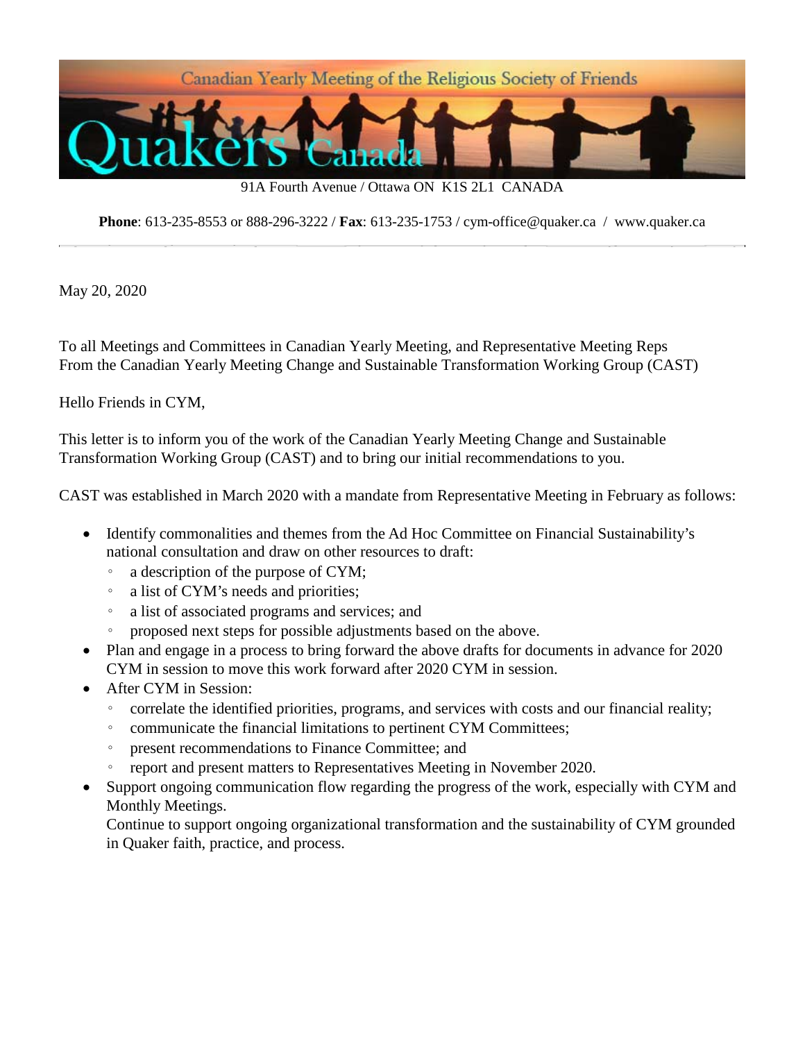Canadian Yearly Meeting of the Religious Society of Friends

Quakers Canada

91A Fourth Avenue / Ottawa ON K1S 2L1 CANADA

**Phone**: 613-235-8553 or 888-296-3222 / **Fax**: 613-235-1753 / cym-office@quaker.ca / www.quaker.ca

---

May 20, 2020

To all Meetings and Committees in Canadian Yearly Meeting, and Representative Meeting Reps
From the Canadian Yearly Meeting Change and Sustainable Transformation Working Group (CAST)

Hello Friends in CYM,

This letter is to inform you of the work of the Canadian Yearly Meeting Change and Sustainable Transformation Working Group (CAST) and to bring our initial recommendations to you.

CAST was established in March 2020 with a mandate from Representative Meeting in February as follows:

- Identify commonalities and themes from the Ad Hoc Committee on Financial Sustainability's national consultation and draw on other resources to draft:
  - a description of the purpose of CYM;
  - a list of CYM's needs and priorities;
  - a list of associated programs and services; and
  - proposed next steps for possible adjustments based on the above.
- Plan and engage in a process to bring forward the above drafts for documents in advance for 2020 CYM in session to move this work forward after 2020 CYM in session.
- After CYM in Session:
  - correlate the identified priorities, programs, and services with costs and our financial reality;
  - communicate the financial limitations to pertinent CYM Committees;
  - present recommendations to Finance Committee; and
  - report and present matters to Representatives Meeting in November 2020.
- Support ongoing communication flow regarding the progress of the work, especially with CYM and Monthly Meetings.
  Continue to support ongoing organizational transformation and the sustainability of CYM grounded in Quaker faith, practice, and process.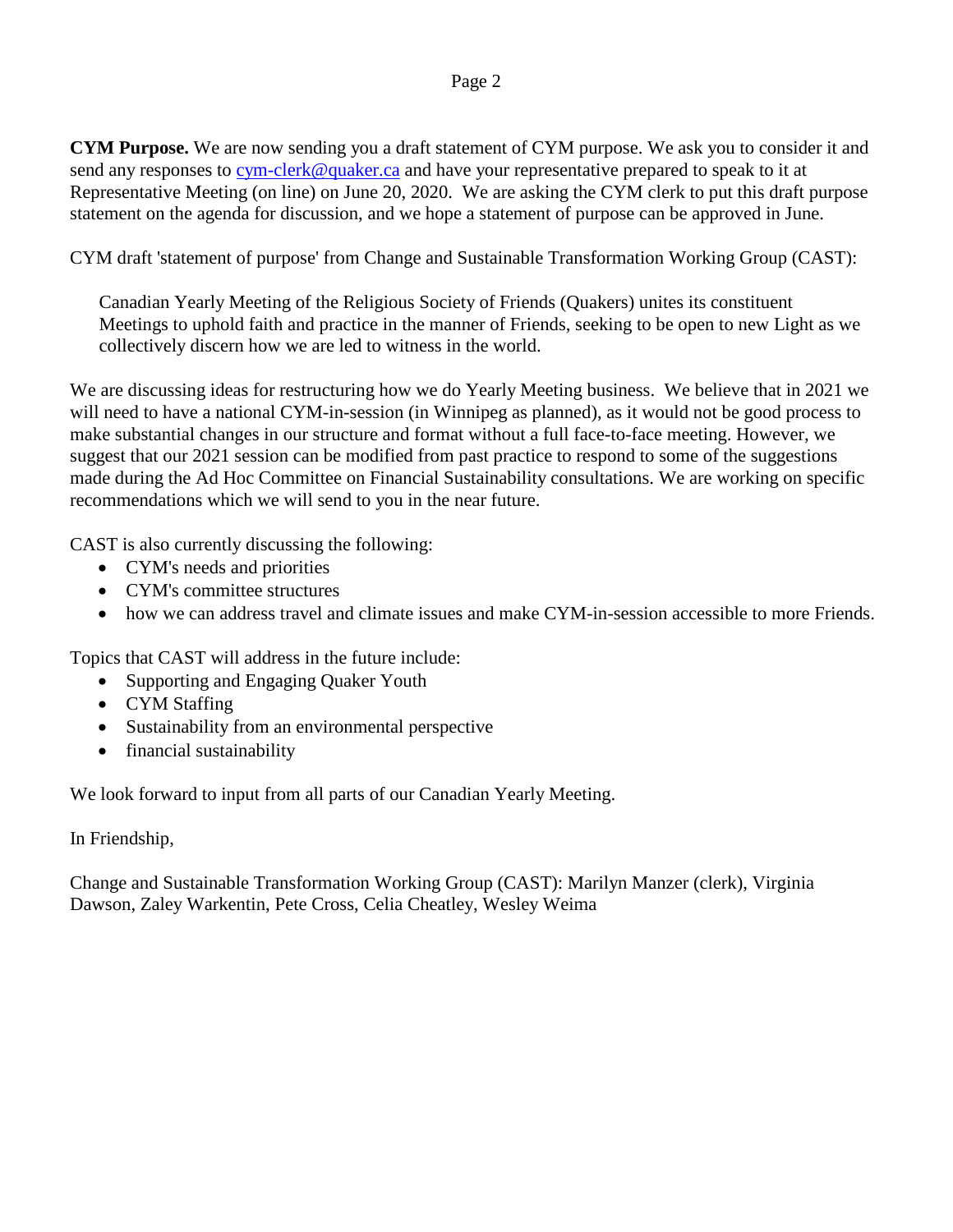**CYM Purpose.** We are now sending you a draft statement of CYM purpose. We ask you to consider it and send any responses to cym-clerk@quaker.ca and have your representative prepared to speak to it at Representative Meeting (on line) on June 20, 2020. We are asking the CYM clerk to put this draft purpose statement on the agenda for discussion, and we hope a statement of purpose can be approved in June.

CYM draft 'statement of purpose' from Change and Sustainable Transformation Working Group (CAST):

> Canadian Yearly Meeting of the Religious Society of Friends (Quakers) unites its constituent Meetings to uphold faith and practice in the manner of Friends, seeking to be open to new Light as we collectively discern how we are led to witness in the world.

We are discussing ideas for restructuring how we do Yearly Meeting business. We believe that in 2021 we will need to have a national CYM-in-session (in Winnipeg as planned), as it would not be good process to make substantial changes in our structure and format without a full face-to-face meeting. However, we suggest that our 2021 session can be modified from past practice to respond to some of the suggestions made during the Ad Hoc Committee on Financial Sustainability consultations. We are working on specific recommendations which we will send to you in the near future.

CAST is also currently discussing the following:

- CYM's needs and priorities
- CYM's committee structures
- how we can address travel and climate issues and make CYM-in-session accessible to more Friends.

Topics that CAST will address in the future include:

- Supporting and Engaging Quaker Youth
- CYM Staffing
- Sustainability from an environmental perspective
- financial sustainability

We look forward to input from all parts of our Canadian Yearly Meeting.

In Friendship,

Change and Sustainable Transformation Working Group (CAST): Marilyn Manzer (clerk), Virginia Dawson, Zaley Warkentin, Pete Cross, Celia Cheatley, Wesley Weima